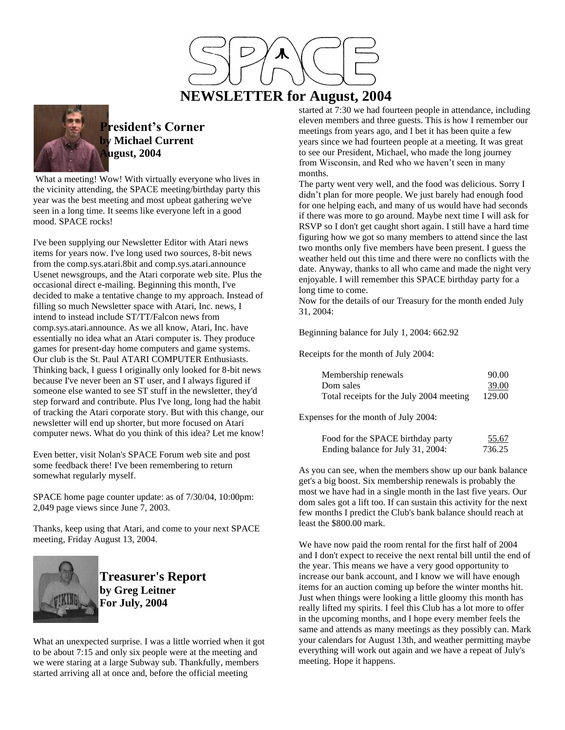# SPACE

# NEWSLETTER for August, 2004

## President's Corner
**by Michael Current**
**August, 2004**

What a meeting! Wow! With virtually everyone who lives in the vicinity attending, the SPACE meeting/birthday party this year was the best meeting and most upbeat gathering we've seen in a long time. It seems like everyone left in a good mood. SPACE rocks!

I've been supplying our Newsletter Editor with Atari news items for years now. I've long used two sources, 8-bit news from the comp.sys.atari.8bit and comp.sys.atari.announce Usenet newsgroups, and the Atari corporate web site. Plus the occasional direct e-mailing. Beginning this month, I've decided to make a tentative change to my approach. Instead of filling so much Newsletter space with Atari, Inc. news, I intend to instead include ST/TT/Falcon news from comp.sys.atari.announce. As we all know, Atari, Inc. have essentially no idea what an Atari computer is. They produce games for present-day home computers and game systems. Our club is the St. Paul ATARI COMPUTER Enthusiasts. Thinking back, I guess I originally only looked for 8-bit news because I've never been an ST user, and I always figured if someone else wanted to see ST stuff in the newsletter, they'd step forward and contribute. Plus I've long, long had the habit of tracking the Atari corporate story. But with this change, our newsletter will end up shorter, but more focused on Atari computer news. What do you think of this idea? Let me know!

Even better, visit Nolan's SPACE Forum web site and post some feedback there! I've been remembering to return somewhat regularly myself.

SPACE home page counter update: as of 7/30/04, 10:00pm: 2,049 page views since June 7, 2003.

Thanks, keep using that Atari, and come to your next SPACE meeting, Friday August 13, 2004.

## Treasurer's Report
**by Greg Leitner**
**For July, 2004**

What an unexpected surprise. I was a little worried when it got to be about 7:15 and only six people were at the meeting and we were staring at a large Subway sub. Thankfully, members started arriving all at once and, before the official meeting started at 7:30 we had fourteen people in attendance, including eleven members and three guests. This is how I remember our meetings from years ago, and I bet it has been quite a few years since we had fourteen people at a meeting. It was great to see our President, Michael, who made the long journey from Wisconsin, and Red who we haven't seen in many months.

The party went very well, and the food was delicious. Sorry I didn't plan for more people. We just barely had enough food for one helping each, and many of us would have had seconds if there was more to go around. Maybe next time I will ask for RSVP so I don't get caught short again. I still have a hard time figuring how we got so many members to attend since the last two months only five members have been present. I guess the weather held out this time and there were no conflicts with the date. Anyway, thanks to all who came and made the night very enjoyable. I will remember this SPACE birthday party for a long time to come.

Now for the details of our Treasury for the month ended July 31, 2004:

Beginning balance for July 1, 2004: 662.92

Receipts for the month of July 2004:

| | |
|---|---|
| Membership renewals | 90.00 |
| Dom sales | 39.00 |
| Total receipts for the July 2004 meeting | 129.00 |

Expenses for the month of July 2004:

| | |
|---|---|
| Food for the SPACE birthday party | 55.67 |
| Ending balance for July 31, 2004: | 736.25 |

As you can see, when the members show up our bank balance get's a big boost. Six membership renewals is probably the most we have had in a single month in the last five years. Our dom sales got a lift too. If can sustain this activity for the next few months I predict the Club's bank balance should reach at least the $800.00 mark.

We have now paid the room rental for the first half of 2004 and I don't expect to receive the next rental bill until the end of the year. This means we have a very good opportunity to increase our bank account, and I know we will have enough items for an auction coming up before the winter months hit. Just when things were looking a little gloomy this month has really lifted my spirits. I feel this Club has a lot more to offer in the upcoming months, and I hope every member feels the same and attends as many meetings as they possibly can. Mark your calendars for August 13th, and weather permitting maybe everything will work out again and we have a repeat of July's meeting. Hope it happens.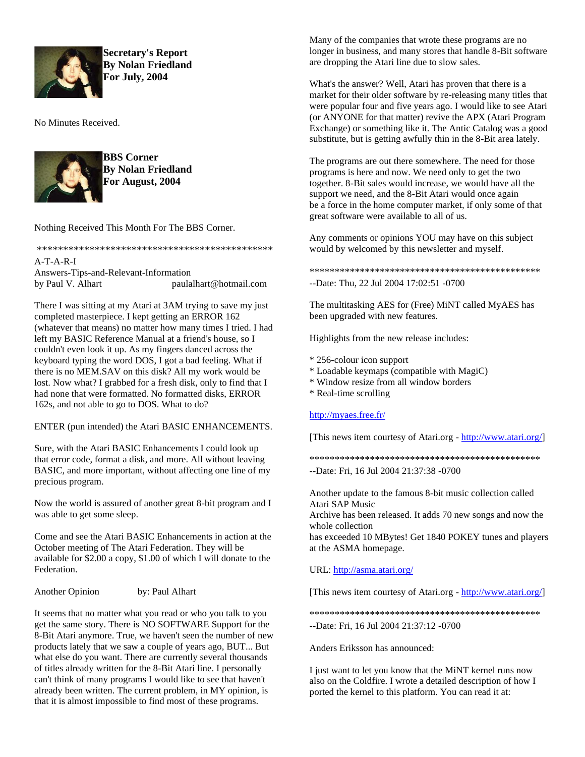**Secretary's Report**
**By Nolan Friedland**
**For July, 2004**

No Minutes Received.

**BBS Corner**
**By Nolan Friedland**
**For August, 2004**

Nothing Received This Month For The BBS Corner.

*********************************************

A-T-A-R-I
Answers-Tips-and-Relevant-Information
by Paul V. Alhart paulalhart@hotmail.com

There I was sitting at my Atari at 3AM trying to save my just completed masterpiece. I kept getting an ERROR 162 (whatever that means) no matter how many times I tried. I had left my BASIC Reference Manual at a friend's house, so I couldn't even look it up. As my fingers danced across the keyboard typing the word DOS, I got a bad feeling. What if there is no MEM.SAV on this disk? All my work would be lost. Now what? I grabbed for a fresh disk, only to find that I had none that were formatted. No formatted disks, ERROR 162s, and not able to go to DOS. What to do?

ENTER (pun intended) the Atari BASIC ENHANCEMENTS.

Sure, with the Atari BASIC Enhancements I could look up that error code, format a disk, and more. All without leaving BASIC, and more important, without affecting one line of my precious program.

Now the world is assured of another great 8-bit program and I was able to get some sleep.

Come and see the Atari BASIC Enhancements in action at the October meeting of The Atari Federation. They will be available for $2.00 a copy, $1.00 of which I will donate to the Federation.

Another Opinion by: Paul Alhart

It seems that no matter what you read or who you talk to you get the same story. There is NO SOFTWARE Support for the 8-Bit Atari anymore. True, we haven't seen the number of new products lately that we saw a couple of years ago, BUT... But what else do you want. There are currently several thousands of titles already written for the 8-Bit Atari line. I personally can't think of many programs I would like to see that haven't already been written. The current problem, in MY opinion, is that it is almost impossible to find most of these programs. Many of the companies that wrote these programs are no longer in business, and many stores that handle 8-Bit software are dropping the Atari line due to slow sales.

What's the answer? Well, Atari has proven that there is a market for their older software by re-releasing many titles that were popular four and five years ago. I would like to see Atari (or ANYONE for that matter) revive the APX (Atari Program Exchange) or something like it. The Antic Catalog was a good substitute, but is getting awfully thin in the 8-Bit area lately.

The programs are out there somewhere. The need for those programs is here and now. We need only to get the two together. 8-Bit sales would increase, we would have all the support we need, and the 8-Bit Atari would once again be a force in the home computer market, if only some of that great software were available to all of us.

Any comments or opinions YOU may have on this subject would by welcomed by this newsletter and myself.

*********************************************

--Date: Thu, 22 Jul 2004 17:02:51 -0700

The multitasking AES for (Free) MiNT called MyAES has been upgraded with new features.

Highlights from the new release includes:

* 256-colour icon support
* Loadable keymaps (compatible with MagiC)
* Window resize from all window borders
* Real-time scrolling

http://myaes.free.fr/

[This news item courtesy of Atari.org - http://www.atari.org/]

*********************************************

--Date: Fri, 16 Jul 2004 21:37:38 -0700

Another update to the famous 8-bit music collection called Atari SAP Music
Archive has been released. It adds 70 new songs and now the whole collection
has exceeded 10 MBytes! Get 1840 POKEY tunes and players at the ASMA homepage.

URL: http://asma.atari.org/

[This news item courtesy of Atari.org - http://www.atari.org/]

*********************************************

--Date: Fri, 16 Jul 2004 21:37:12 -0700

Anders Eriksson has announced:

I just want to let you know that the MiNT kernel runs now also on the Coldfire. I wrote a detailed description of how I ported the kernel to this platform. You can read it at: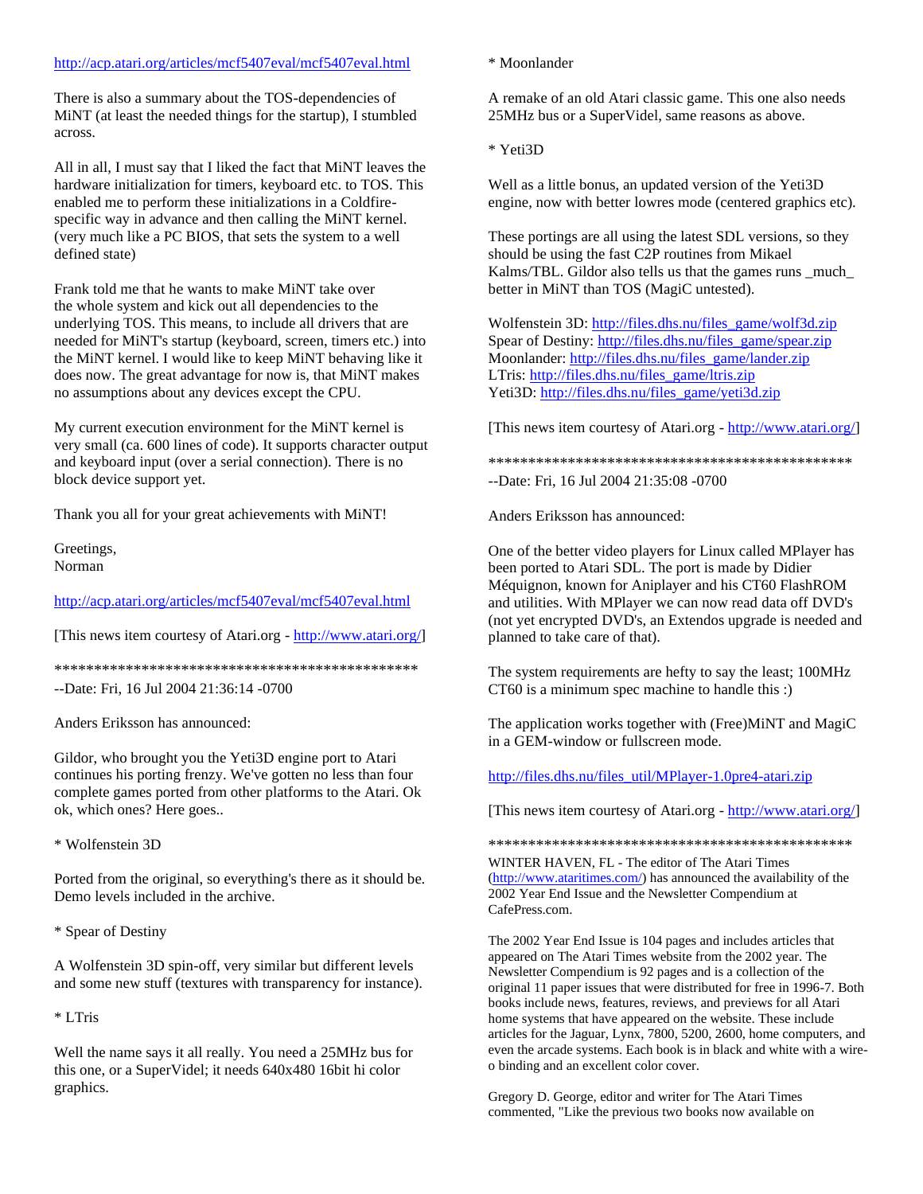http://acp.atari.org/articles/mcf5407eval/mcf5407eval.html

There is also a summary about the TOS-dependencies of MiNT (at least the needed things for the startup), I stumbled across.

All in all, I must say that I liked the fact that MiNT leaves the hardware initialization for timers, keyboard etc. to TOS. This enabled me to perform these initializations in a Coldfire-specific way in advance and then calling the MiNT kernel. (very much like a PC BIOS, that sets the system to a well defined state)

Frank told me that he wants to make MiNT take over the whole system and kick out all dependencies to the underlying TOS. This means, to include all drivers that are needed for MiNT's startup (keyboard, screen, timers etc.) into the MiNT kernel. I would like to keep MiNT behaving like it does now. The great advantage for now is, that MiNT makes no assumptions about any devices except the CPU.

My current execution environment for the MiNT kernel is very small (ca. 600 lines of code). It supports character output and keyboard input (over a serial connection). There is no block device support yet.

Thank you all for your great achievements with MiNT!

Greetings,
Norman

http://acp.atari.org/articles/mcf5407eval/mcf5407eval.html

[This news item courtesy of Atari.org - http://www.atari.org/]

************************************************
--Date: Fri, 16 Jul 2004 21:36:14 -0700

Anders Eriksson has announced:

Gildor, who brought you the Yeti3D engine port to Atari continues his porting frenzy. We've gotten no less than four complete games ported from other platforms to the Atari. Ok ok, which ones? Here goes..

* Wolfenstein 3D

Ported from the original, so everything's there as it should be. Demo levels included in the archive.

* Spear of Destiny

A Wolfenstein 3D spin-off, very similar but different levels and some new stuff (textures with transparency for instance).

* LTris

Well the name says it all really. You need a 25MHz bus for this one, or a SuperVidel; it needs 640x480 16bit hi color graphics.

* Moonlander

A remake of an old Atari classic game. This one also needs 25MHz bus or a SuperVidel, same reasons as above.

* Yeti3D

Well as a little bonus, an updated version of the Yeti3D engine, now with better lowres mode (centered graphics etc).

These portings are all using the latest SDL versions, so they should be using the fast C2P routines from Mikael Kalms/TBL. Gildor also tells us that the games runs _much_ better in MiNT than TOS (MagiC untested).

Wolfenstein 3D: http://files.dhs.nu/files_game/wolf3d.zip
Spear of Destiny: http://files.dhs.nu/files_game/spear.zip
Moonlander: http://files.dhs.nu/files_game/lander.zip
LTris: http://files.dhs.nu/files_game/ltris.zip
Yeti3D: http://files.dhs.nu/files_game/yeti3d.zip

[This news item courtesy of Atari.org - http://www.atari.org/]

************************************************
--Date: Fri, 16 Jul 2004 21:35:08 -0700

Anders Eriksson has announced:

One of the better video players for Linux called MPlayer has been ported to Atari SDL. The port is made by Didier Méquignon, known for Aniplayer and his CT60 FlashROM and utilities. With MPlayer we can now read data off DVD's (not yet encrypted DVD's, an Extendos upgrade is needed and planned to take care of that).

The system requirements are hefty to say the least; 100MHz CT60 is a minimum spec machine to handle this :)

The application works together with (Free)MiNT and MagiC in a GEM-window or fullscreen mode.

http://files.dhs.nu/files_util/MPlayer-1.0pre4-atari.zip

[This news item courtesy of Atari.org - http://www.atari.org/]

************************************************

WINTER HAVEN, FL - The editor of The Atari Times (http://www.ataritimes.com/) has announced the availability of the 2002 Year End Issue and the Newsletter Compendium at CafePress.com.

The 2002 Year End Issue is 104 pages and includes articles that appeared on The Atari Times website from the 2002 year. The Newsletter Compendium is 92 pages and is a collection of the original 11 paper issues that were distributed for free in 1996-7. Both books include news, features, reviews, and previews for all Atari home systems that have appeared on the website. These include articles for the Jaguar, Lynx, 7800, 5200, 2600, home computers, and even the arcade systems. Each book is in black and white with a wire-o binding and an excellent color cover.

Gregory D. George, editor and writer for The Atari Times commented, "Like the previous two books now available on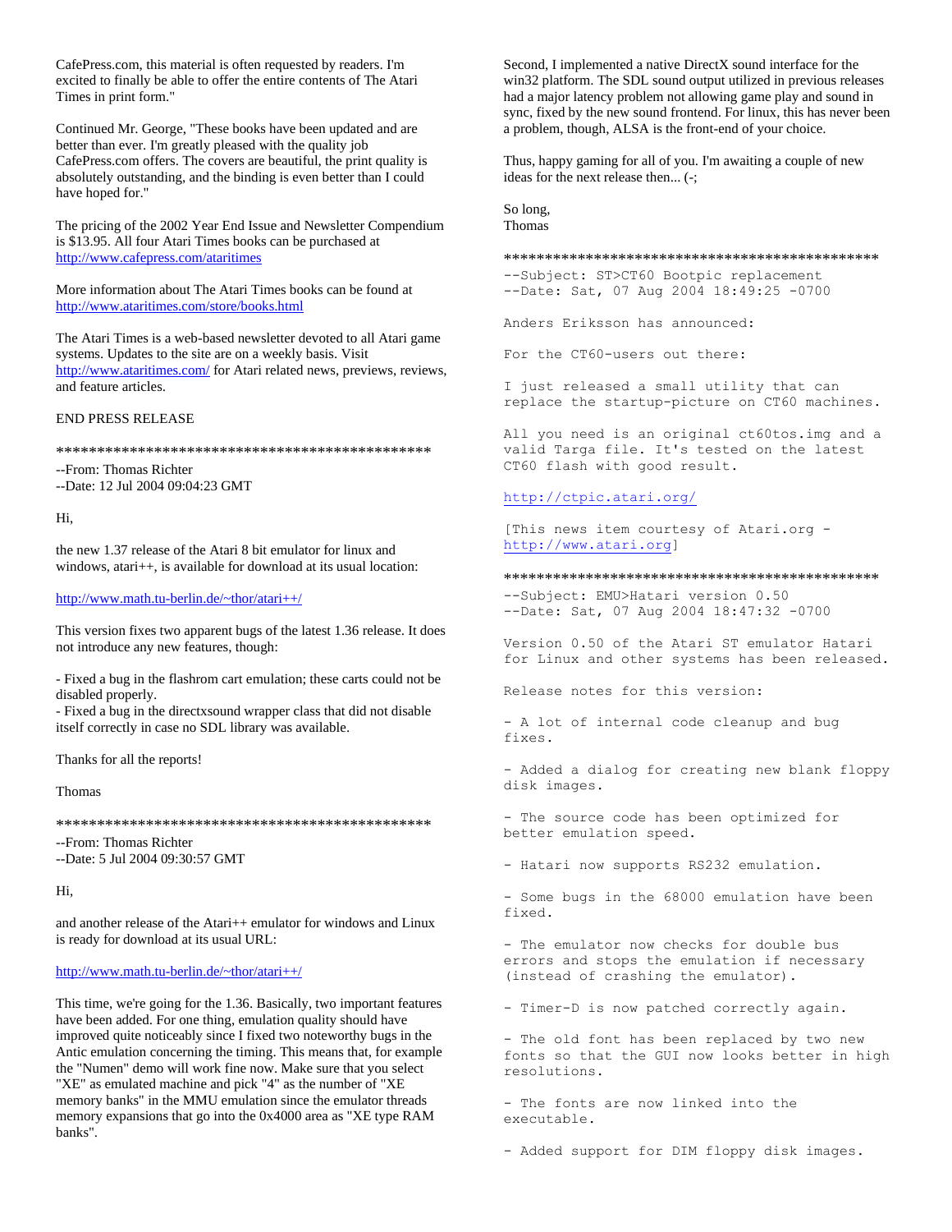CafePress.com, this material is often requested by readers. I'm excited to finally be able to offer the entire contents of The Atari Times in print form."

Continued Mr. George, "These books have been updated and are better than ever. I'm greatly pleased with the quality job CafePress.com offers. The covers are beautiful, the print quality is absolutely outstanding, and the binding is even better than I could have hoped for."

The pricing of the 2002 Year End Issue and Newsletter Compendium is $13.95. All four Atari Times books can be purchased at http://www.cafepress.com/ataritimes

More information about The Atari Times books can be found at http://www.ataritimes.com/store/books.html

The Atari Times is a web-based newsletter devoted to all Atari game systems. Updates to the site are on a weekly basis. Visit http://www.ataritimes.com/ for Atari related news, previews, reviews, and feature articles.

END PRESS RELEASE

************************************************

--From: Thomas Richter
--Date: 12 Jul 2004 09:04:23 GMT

Hi,

the new 1.37 release of the Atari 8 bit emulator for linux and windows, atari++, is available for download at its usual location:

http://www.math.tu-berlin.de/~thor/atari++/

This version fixes two apparent bugs of the latest 1.36 release. It does not introduce any new features, though:

- Fixed a bug in the flashrom cart emulation; these carts could not be disabled properly.
- Fixed a bug in the directxsound wrapper class that did not disable itself correctly in case no SDL library was available.

Thanks for all the reports!

Thomas

************************************************

--From: Thomas Richter
--Date: 5 Jul 2004 09:30:57 GMT

Hi,

and another release of the Atari++ emulator for windows and Linux is ready for download at its usual URL:

http://www.math.tu-berlin.de/~thor/atari++/

This time, we're going for the 1.36. Basically, two important features have been added. For one thing, emulation quality should have improved quite noticeably since I fixed two noteworthy bugs in the Antic emulation concerning the timing. This means that, for example the "Numen" demo will work fine now. Make sure that you select "XE" as emulated machine and pick "4" as the number of "XE memory banks" in the MMU emulation since the emulator threads memory expansions that go into the 0x4000 area as "XE type RAM banks".

Second, I implemented a native DirectX sound interface for the win32 platform. The SDL sound output utilized in previous releases had a major latency problem not allowing game play and sound in sync, fixed by the new sound frontend. For linux, this has never been a problem, though, ALSA is the front-end of your choice.

Thus, happy gaming for all of you. I'm awaiting a couple of new ideas for the next release then... (-;

So long,
Thomas

************************************************

--Subject: ST>CT60 Bootpic replacement
--Date: Sat, 07 Aug 2004 18:49:25 -0700

Anders Eriksson has announced:

For the CT60-users out there:

I just released a small utility that can replace the startup-picture on CT60 machines.

All you need is an original ct60tos.img and a valid Targa file. It's tested on the latest CT60 flash with good result.

http://ctpic.atari.org/

[This news item courtesy of Atari.org - http://www.atari.org]

************************************************

--Subject: EMU>Hatari version 0.50
--Date: Sat, 07 Aug 2004 18:47:32 -0700

Version 0.50 of the Atari ST emulator Hatari for Linux and other systems has been released.

Release notes for this version:

- A lot of internal code cleanup and bug fixes.

- Added a dialog for creating new blank floppy disk images.

- The source code has been optimized for better emulation speed.

- Hatari now supports RS232 emulation.

- Some bugs in the 68000 emulation have been fixed.

- The emulator now checks for double bus errors and stops the emulation if necessary (instead of crashing the emulator).

- Timer-D is now patched correctly again.

- The old font has been replaced by two new fonts so that the GUI now looks better in high resolutions.

- The fonts are now linked into the executable.

- Added support for DIM floppy disk images.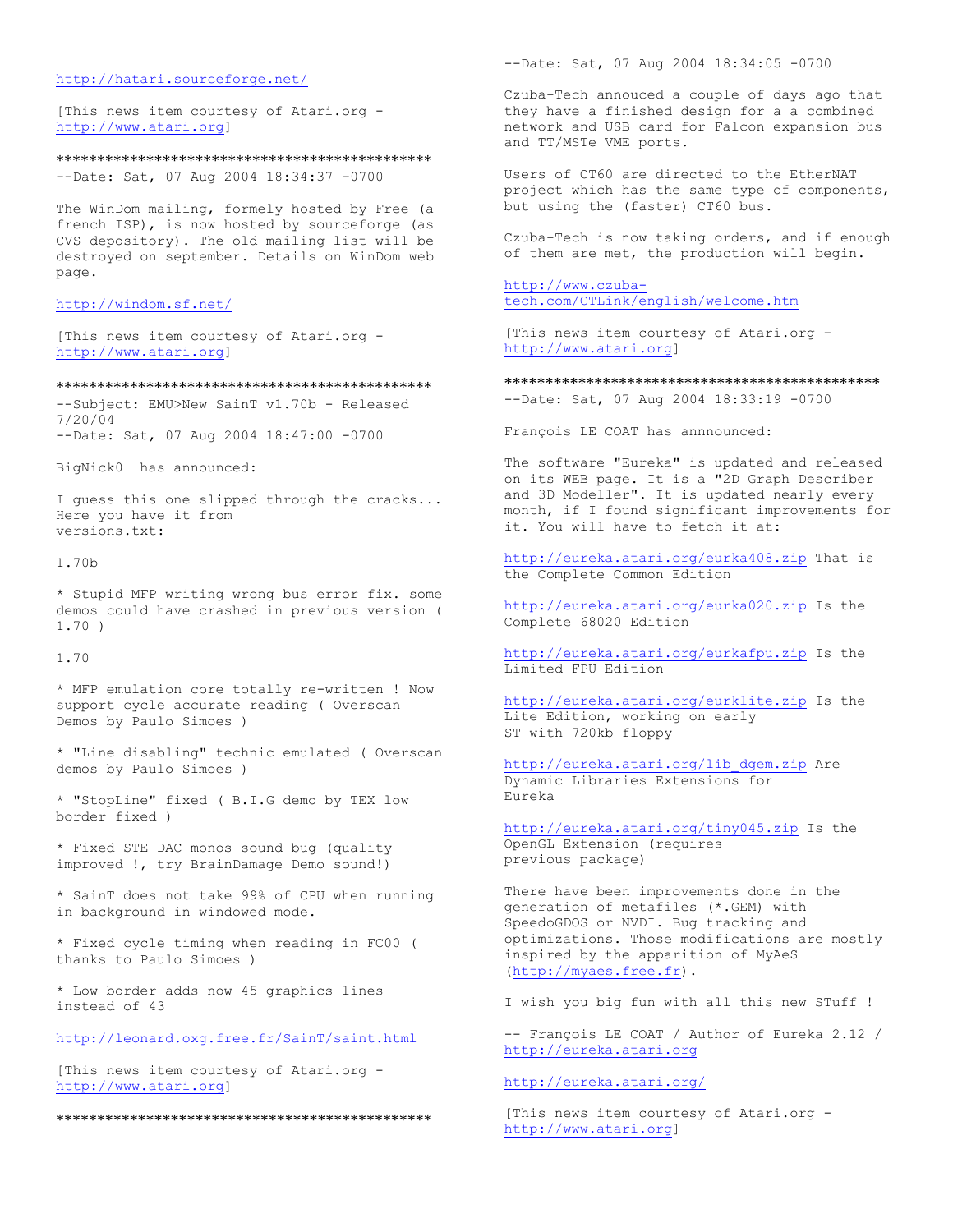http://hatari.sourceforge.net/

[This news item courtesy of Atari.org - http://www.atari.org]

**********************************************

--Date: Sat, 07 Aug 2004 18:34:37 -0700

The WinDom mailing, formely hosted by Free (a french ISP), is now hosted by sourceforge (as CVS depository). The old mailing list will be destroyed on september. Details on WinDom web page.

http://windom.sf.net/

[This news item courtesy of Atari.org - http://www.atari.org]

**********************************************

--Subject: EMU>New SainT v1.70b - Released 7/20/04
--Date: Sat, 07 Aug 2004 18:47:00 -0700

BigNick0 has announced:

I guess this one slipped through the cracks... Here you have it from versions.txt:

1.70b

* Stupid MFP writing wrong bus error fix. some demos could have crashed in previous version ( 1.70 )

1.70

* MFP emulation core totally re-written ! Now support cycle accurate reading ( Overscan Demos by Paulo Simoes )

* "Line disabling" technic emulated ( Overscan demos by Paulo Simoes )

* "StopLine" fixed ( B.I.G demo by TEX low border fixed )

* Fixed STE DAC monos sound bug (quality improved !, try BrainDamage Demo sound!)

* SainT does not take 99% of CPU when running in background in windowed mode.

* Fixed cycle timing when reading in FC00 ( thanks to Paulo Simoes )

* Low border adds now 45 graphics lines instead of 43

http://leonard.oxg.free.fr/SainT/saint.html

[This news item courtesy of Atari.org - http://www.atari.org]

**********************************************

--Date: Sat, 07 Aug 2004 18:34:05 -0700

Czuba-Tech annouced a couple of days ago that they have a finished design for a a combined network and USB card for Falcon expansion bus and TT/MSTe VME ports.

Users of CT60 are directed to the EtherNAT project which has the same type of components, but using the (faster) CT60 bus.

Czuba-Tech is now taking orders, and if enough of them are met, the production will begin.

http://www.czuba-tech.com/CTLink/english/welcome.htm

[This news item courtesy of Atari.org - http://www.atari.org]

**********************************************

--Date: Sat, 07 Aug 2004 18:33:19 -0700

François LE COAT has annnounced:

The software "Eureka" is updated and released on its WEB page. It is a "2D Graph Describer and 3D Modeller". It is updated nearly every month, if I found significant improvements for it. You will have to fetch it at:

http://eureka.atari.org/eurka408.zip That is the Complete Common Edition

http://eureka.atari.org/eurka020.zip Is the Complete 68020 Edition

http://eureka.atari.org/eurkafpu.zip Is the Limited FPU Edition

http://eureka.atari.org/eurklite.zip Is the Lite Edition, working on early ST with 720kb floppy

http://eureka.atari.org/lib_dgem.zip Are Dynamic Libraries Extensions for Eureka

http://eureka.atari.org/tiny045.zip Is the OpenGL Extension (requires previous package)

There have been improvements done in the generation of metafiles (*.GEM) with SpeedoGDOS or NVDI. Bug tracking and optimizations. Those modifications are mostly inspired by the apparition of MyAeS (http://myaes.free.fr).

I wish you big fun with all this new STuff !

-- François LE COAT / Author of Eureka 2.12 / http://eureka.atari.org

http://eureka.atari.org/

[This news item courtesy of Atari.org - http://www.atari.org]